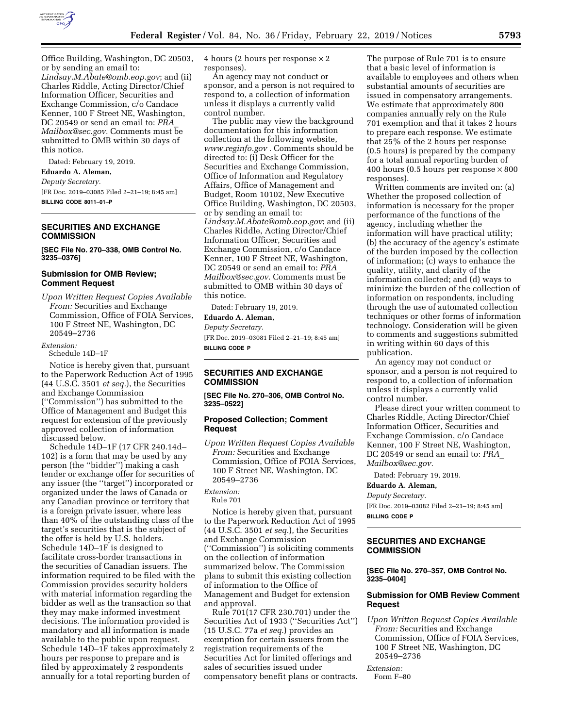Office Building, Washington, DC 20503, or by sending an email to: *Lindsay.M.Abate@omb.eop.gov*; and (ii) Charles Riddle, Acting Director/Chief Information Officer, Securities and Exchange Commission, c/o Candace Kenner, 100 F Street NE, Washington, DC 20549 or send an email to: *PRA_Mailbox@sec.gov*. Comments must be submitted to OMB within 30 days of this notice.

Dated: February 19, 2019.

**Eduardo A. Aleman,**

*Deputy Secretary.*

[FR Doc. 2019–03085 Filed 2–21–19; 8:45 am]

**BILLING CODE 8011–01–P**

## SECURITIES AND EXCHANGE COMMISSION

**[SEC File No. 270–338, OMB Control No. 3235–0376]**

### Submission for OMB Review; Comment Request

*Upon Written Request Copies Available From:* Securities and Exchange Commission, Office of FOIA Services, 100 F Street NE, Washington, DC 20549–2736

*Extension:*

Schedule 14D–1F

Notice is hereby given that, pursuant to the Paperwork Reduction Act of 1995 (44 U.S.C. 3501 *et seq.*), the Securities and Exchange Commission (''Commission'') has submitted to the Office of Management and Budget this request for extension of the previously approved collection of information discussed below.

Schedule 14D–1F (17 CFR 240.14d–102) is a form that may be used by any person (the ''bidder'') making a cash tender or exchange offer for securities of any issuer (the ''target'') incorporated or organized under the laws of Canada or any Canadian province or territory that is a foreign private issuer, where less than 40% of the outstanding class of the target's securities that is the subject of the offer is held by U.S. holders. Schedule 14D–1F is designed to facilitate cross-border transactions in the securities of Canadian issuers. The information required to be filed with the Commission provides security holders with material information regarding the bidder as well as the transaction so that they may make informed investment decisions. The information provided is mandatory and all information is made available to the public upon request. Schedule 14D–1F takes approximately 2 hours per response to prepare and is filed by approximately 2 respondents annually for a total reporting burden of 4 hours (2 hours per response × 2 responses).

An agency may not conduct or sponsor, and a person is not required to respond to, a collection of information unless it displays a currently valid control number.

The public may view the background documentation for this information collection at the following website, *www.reginfo.gov* . Comments should be directed to: (i) Desk Officer for the Securities and Exchange Commission, Office of Information and Regulatory Affairs, Office of Management and Budget, Room 10102, New Executive Office Building, Washington, DC 20503, or by sending an email to: *Lindsay.M.Abate@omb.eop.gov*; and (ii) Charles Riddle, Acting Director/Chief Information Officer, Securities and Exchange Commission, c/o Candace Kenner, 100 F Street NE, Washington, DC 20549 or send an email to: *PRA_Mailbox@sec.gov*. Comments must be submitted to OMB within 30 days of this notice.

Dated: February 19, 2019.

**Eduardo A. Aleman,**

*Deputy Secretary.*

[FR Doc. 2019–03081 Filed 2–21–19; 8:45 am]

**BILLING CODE P**

## SECURITIES AND EXCHANGE COMMISSION

**[SEC File No. 270–306, OMB Control No. 3235–0522]**

### Proposed Collection; Comment Request

*Upon Written Request Copies Available From:* Securities and Exchange Commission, Office of FOIA Services, 100 F Street NE, Washington, DC 20549–2736

*Extension:*

Rule 701

Notice is hereby given that, pursuant to the Paperwork Reduction Act of 1995 (44 U.S.C. 3501 *et seq.*), the Securities and Exchange Commission (''Commission'') is soliciting comments on the collection of information summarized below. The Commission plans to submit this existing collection of information to the Office of Management and Budget for extension and approval.

Rule 701(17 CFR 230.701) under the Securities Act of 1933 (''Securities Act'') (15 U.S.C. 77a *et seq.*) provides an exemption for certain issuers from the registration requirements of the Securities Act for limited offerings and sales of securities issued under compensatory benefit plans or contracts. The purpose of Rule 701 is to ensure that a basic level of information is available to employees and others when substantial amounts of securities are issued in compensatory arrangements. We estimate that approximately 800 companies annually rely on the Rule 701 exemption and that it takes 2 hours to prepare each response. We estimate that 25% of the 2 hours per response (0.5 hours) is prepared by the company for a total annual reporting burden of 400 hours (0.5 hours per response × 800 responses).

Written comments are invited on: (a) Whether the proposed collection of information is necessary for the proper performance of the functions of the agency, including whether the information will have practical utility; (b) the accuracy of the agency's estimate of the burden imposed by the collection of information; (c) ways to enhance the quality, utility, and clarity of the information collected; and (d) ways to minimize the burden of the collection of information on respondents, including through the use of automated collection techniques or other forms of information technology. Consideration will be given to comments and suggestions submitted in writing within 60 days of this publication.

An agency may not conduct or sponsor, and a person is not required to respond to, a collection of information unless it displays a currently valid control number.

Please direct your written comment to Charles Riddle, Acting Director/Chief Information Officer, Securities and Exchange Commission, c/o Candace Kenner, 100 F Street NE, Washington, DC 20549 or send an email to: *PRA_Mailbox@sec.gov.*

Dated: February 19, 2019.

**Eduardo A. Aleman,**

*Deputy Secretary.*

[FR Doc. 2019–03082 Filed 2–21–19; 8:45 am]

**BILLING CODE P**

## SECURITIES AND EXCHANGE COMMISSION

**[SEC File No. 270–357, OMB Control No. 3235–0404]**

### Submission for OMB Review Comment Request

*Upon Written Request Copies Available From:* Securities and Exchange Commission, Office of FOIA Services, 100 F Street NE, Washington, DC 20549–2736

*Extension:*

Form F–80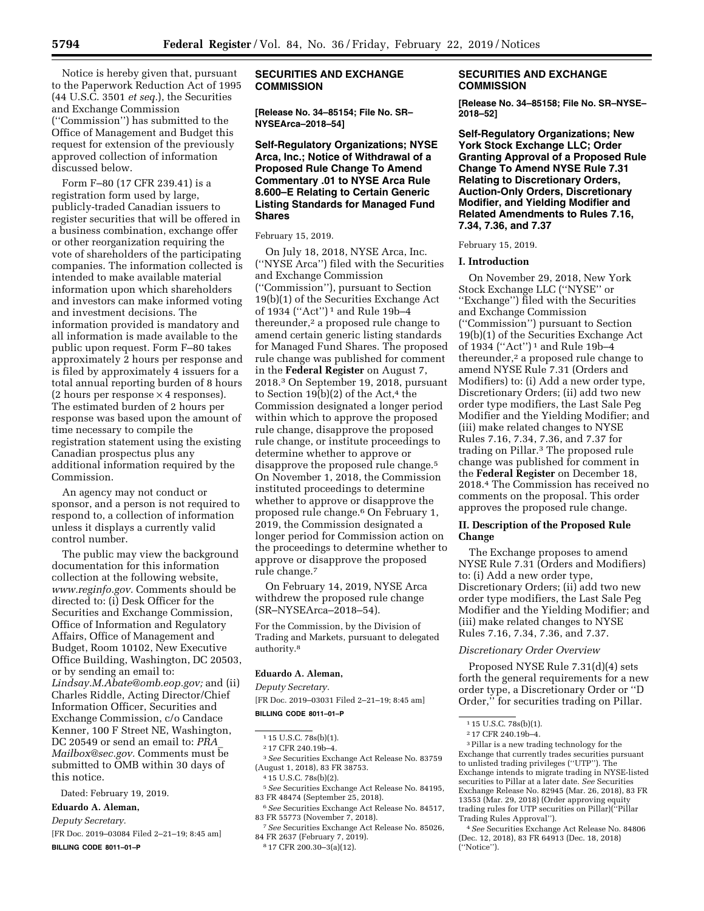Notice is hereby given that, pursuant to the Paperwork Reduction Act of 1995 (44 U.S.C. 3501 *et seq.*), the Securities and Exchange Commission (''Commission'') has submitted to the Office of Management and Budget this request for extension of the previously approved collection of information discussed below.

Form F–80 (17 CFR 239.41) is a registration form used by large, publicly-traded Canadian issuers to register securities that will be offered in a business combination, exchange offer or other reorganization requiring the vote of shareholders of the participating companies. The information collected is intended to make available material information upon which shareholders and investors can make informed voting and investment decisions. The information provided is mandatory and all information is made available to the public upon request. Form F–80 takes approximately 2 hours per response and is filed by approximately 4 issuers for a total annual reporting burden of 8 hours (2 hours per response × 4 responses). The estimated burden of 2 hours per response was based upon the amount of time necessary to compile the registration statement using the existing Canadian prospectus plus any additional information required by the Commission.

An agency may not conduct or sponsor, and a person is not required to respond to, a collection of information unless it displays a currently valid control number.

The public may view the background documentation for this information collection at the following website, *www.reginfo.gov.* Comments should be directed to: (i) Desk Officer for the Securities and Exchange Commission, Office of Information and Regulatory Affairs, Office of Management and Budget, Room 10102, New Executive Office Building, Washington, DC 20503, or by sending an email to: *Lindsay.M.Abate@omb.eop.gov;* and (ii) Charles Riddle, Acting Director/Chief Information Officer, Securities and Exchange Commission, c/o Candace Kenner, 100 F Street NE, Washington, DC 20549 or send an email to: *PRA_Mailbox@sec.gov.* Comments must be submitted to OMB within 30 days of this notice.

Dated: February 19, 2019.

**Eduardo A. Aleman,**

*Deputy Secretary.*

[FR Doc. 2019–03084 Filed 2–21–19; 8:45 am]

**BILLING CODE 8011–01–P**

## SECURITIES AND EXCHANGE COMMISSION

**[Release No. 34–85154; File No. SR–NYSEArca–2018–54]**

### Self-Regulatory Organizations; NYSE Arca, Inc.; Notice of Withdrawal of a Proposed Rule Change To Amend Commentary .01 to NYSE Arca Rule 8.600–E Relating to Certain Generic Listing Standards for Managed Fund Shares

February 15, 2019.

On July 18, 2018, NYSE Arca, Inc. (''NYSE Arca'') filed with the Securities and Exchange Commission (''Commission''), pursuant to Section 19(b)(1) of the Securities Exchange Act of 1934 (''Act'')[1] and Rule 19b–4 thereunder,[2] a proposed rule change to amend certain generic listing standards for Managed Fund Shares. The proposed rule change was published for comment in the **Federal Register** on August 7, 2018.[3] On September 19, 2018, pursuant to Section 19(b)(2) of the Act,[4] the Commission designated a longer period within which to approve the proposed rule change, disapprove the proposed rule change, or institute proceedings to determine whether to approve or disapprove the proposed rule change.[5] On November 1, 2018, the Commission instituted proceedings to determine whether to approve or disapprove the proposed rule change.[6] On February 1, 2019, the Commission designated a longer period for Commission action on the proceedings to determine whether to approve or disapprove the proposed rule change.[7]

On February 14, 2019, NYSE Arca withdrew the proposed rule change (SR–NYSEArca–2018–54).

For the Commission, by the Division of Trading and Markets, pursuant to delegated authority.[8]

**Eduardo A. Aleman,**

*Deputy Secretary.*

[FR Doc. 2019–03031 Filed 2–21–19; 8:45 am]

**BILLING CODE 8011–01–P**

[1] 15 U.S.C. 78s(b)(1).

[2] 17 CFR 240.19b–4.

[3] *See* Securities Exchange Act Release No. 83759 (August 1, 2018), 83 FR 38753.

[4] 15 U.S.C. 78s(b)(2).

[5] *See* Securities Exchange Act Release No. 84195, 83 FR 48474 (September 25, 2018).

[6] *See* Securities Exchange Act Release No. 84517, 83 FR 55773 (November 7, 2018).

[7] *See* Securities Exchange Act Release No. 85026, 84 FR 2637 (February 7, 2019).

[8] 17 CFR 200.30–3(a)(12).

## SECURITIES AND EXCHANGE COMMISSION

**[Release No. 34–85158; File No. SR–NYSE–2018–52]**

### Self-Regulatory Organizations; New York Stock Exchange LLC; Order Granting Approval of a Proposed Rule Change To Amend NYSE Rule 7.31 Relating to Discretionary Orders, Auction-Only Orders, Discretionary Modifier, and Yielding Modifier and Related Amendments to Rules 7.16, 7.34, 7.36, and 7.37

February 15, 2019.

#### I. Introduction

On November 29, 2018, New York Stock Exchange LLC (''NYSE'' or ''Exchange'') filed with the Securities and Exchange Commission (''Commission'') pursuant to Section 19(b)(1) of the Securities Exchange Act of 1934 (''Act'')[1] and Rule 19b–4 thereunder,[2] a proposed rule change to amend NYSE Rule 7.31 (Orders and Modifiers) to: (i) Add a new order type, Discretionary Orders; (ii) add two new order type modifiers, the Last Sale Peg Modifier and the Yielding Modifier; and (iii) make related changes to NYSE Rules 7.16, 7.34, 7.36, and 7.37 for trading on Pillar.[3] The proposed rule change was published for comment in the **Federal Register** on December 18, 2018.[4] The Commission has received no comments on the proposal. This order approves the proposed rule change.

#### II. Description of the Proposed Rule Change

The Exchange proposes to amend NYSE Rule 7.31 (Orders and Modifiers) to: (i) Add a new order type, Discretionary Orders; (ii) add two new order type modifiers, the Last Sale Peg Modifier and the Yielding Modifier; and (iii) make related changes to NYSE Rules 7.16, 7.34, 7.36, and 7.37.

*Discretionary Order Overview*

Proposed NYSE Rule 7.31(d)(4) sets forth the general requirements for a new order type, a Discretionary Order or ''D Order,'' for securities trading on Pillar.

[1] 15 U.S.C. 78s(b)(1).

[2] 17 CFR 240.19b–4.

[3] Pillar is a new trading technology for the Exchange that currently trades securities pursuant to unlisted trading privileges (''UTP''). The Exchange intends to migrate trading in NYSE-listed securities to Pillar at a later date. *See* Securities Exchange Release No. 82945 (Mar. 26, 2018), 83 FR 13553 (Mar. 29, 2018) (Order approving equity trading rules for UTP securities on Pillar)(''Pillar Trading Rules Approval'').

[4] *See* Securities Exchange Act Release No. 84806 (Dec. 12, 2018), 83 FR 64913 (Dec. 18, 2018) (''Notice'').